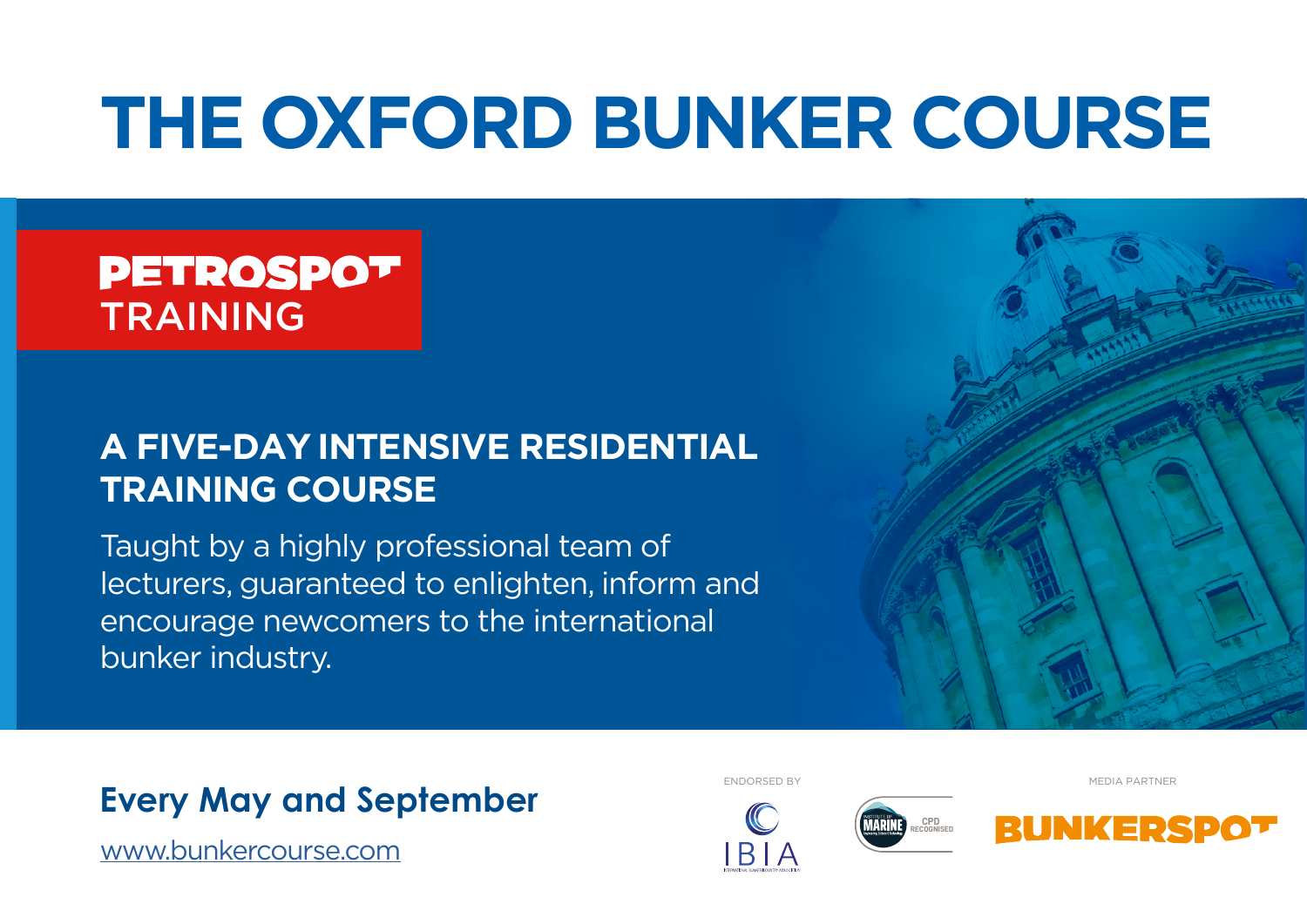# THE OXFORD BUNKER COURSE

PETROSPOT TRAINING

## A FIVE-DAY INTENSIVE RESIDENTIAL TRAINING COURSE

Taught by a highly professional team of lecturers, guaranteed to enlighten, inform and encourage newcomers to the international bunker industry.

**Every May and September**

www.bunkercourse.com

ENDORSED BY

IBIA

MARINE CPD RECOGNISED

MEDIA PARTNER

BUNKERSPOT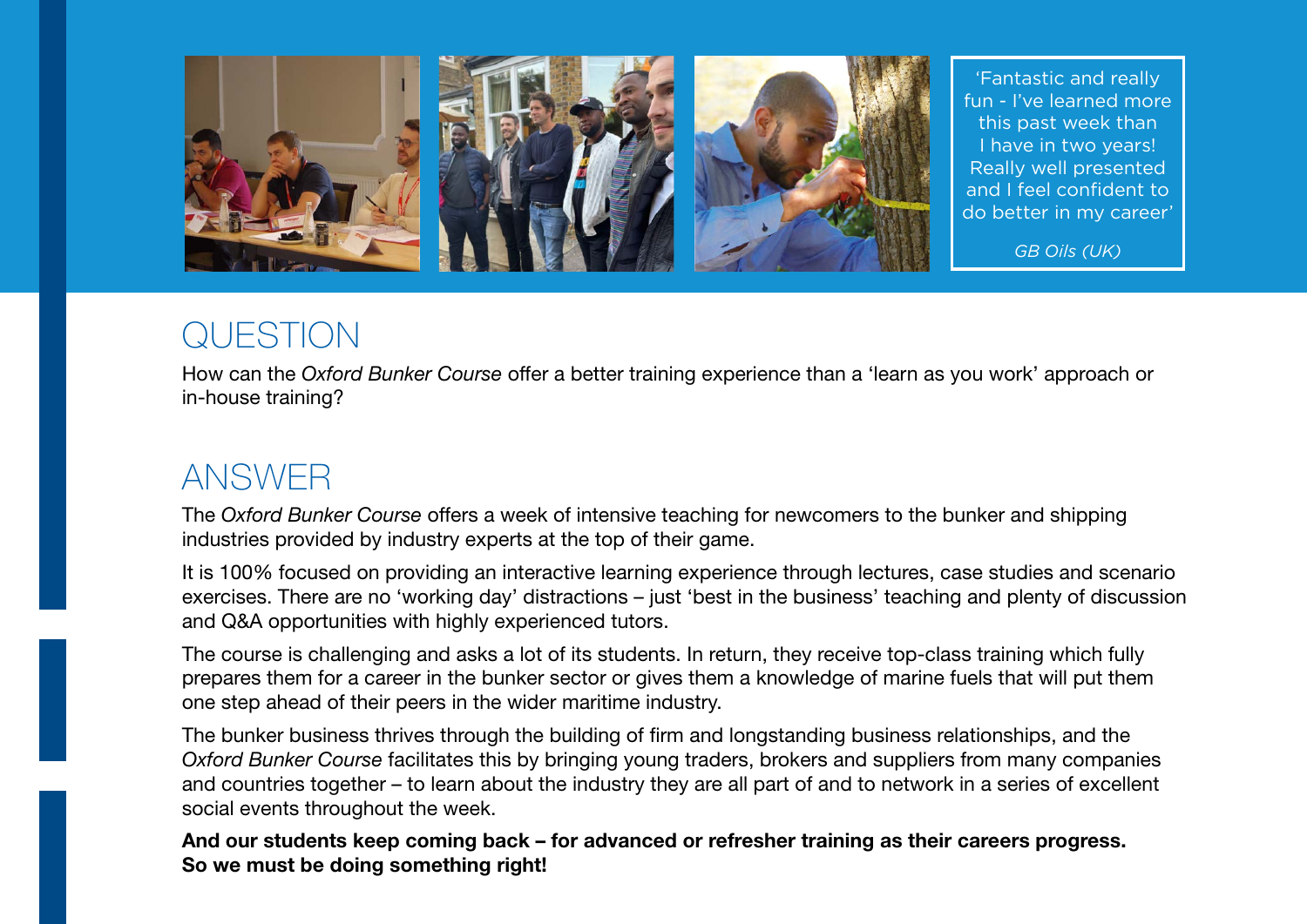> 'Fantastic and really fun - I've learned more this past week than I have in two years! Really well presented and I feel confident to do better in my career'
>
> *GB Oils (UK)*

## QUESTION

How can the *Oxford Bunker Course* offer a better training experience than a 'learn as you work' approach or in-house training?

## ANSWER

The *Oxford Bunker Course* offers a week of intensive teaching for newcomers to the bunker and shipping industries provided by industry experts at the top of their game.

It is 100% focused on providing an interactive learning experience through lectures, case studies and scenario exercises. There are no 'working day' distractions – just 'best in the business' teaching and plenty of discussion and Q&A opportunities with highly experienced tutors.

The course is challenging and asks a lot of its students. In return, they receive top-class training which fully prepares them for a career in the bunker sector or gives them a knowledge of marine fuels that will put them one step ahead of their peers in the wider maritime industry.

The bunker business thrives through the building of firm and longstanding business relationships, and the *Oxford Bunker Course* facilitates this by bringing young traders, brokers and suppliers from many companies and countries together – to learn about the industry they are all part of and to network in a series of excellent social events throughout the week.

**And our students keep coming back – for advanced or refresher training as their careers progress. So we must be doing something right!**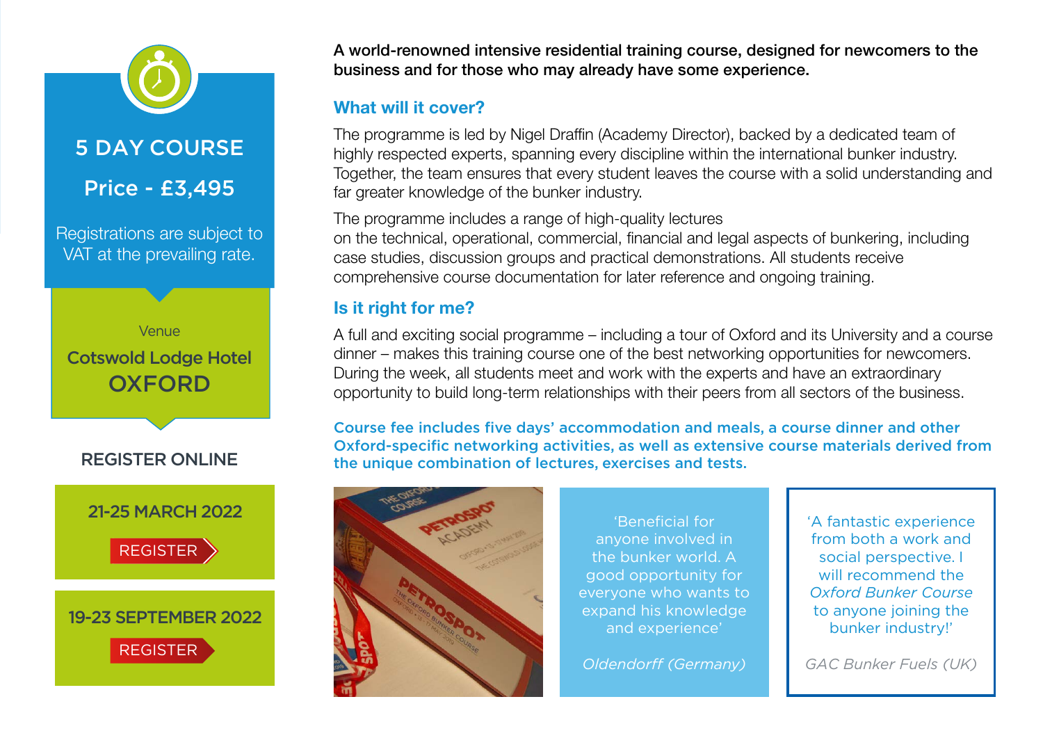## 5 DAY COURSE

**Price - £3,495**

Registrations are subject to VAT at the prevailing rate.

Venue

**Cotswold Lodge Hotel**
**OXFORD**

**REGISTER ONLINE**

**21-25 MARCH 2022**

REGISTER

**19-23 SEPTEMBER 2022**

REGISTER

**A world-renowned intensive residential training course, designed for newcomers to the business and for those who may already have some experience.**

### What will it cover?

The programme is led by Nigel Draffin (Academy Director), backed by a dedicated team of highly respected experts, spanning every discipline within the international bunker industry. Together, the team ensures that every student leaves the course with a solid understanding and far greater knowledge of the bunker industry.

The programme includes a range of high-quality lectures on the technical, operational, commercial, financial and legal aspects of bunkering, including case studies, discussion groups and practical demonstrations. All students receive comprehensive course documentation for later reference and ongoing training.

### Is it right for me?

A full and exciting social programme – including a tour of Oxford and its University and a course dinner – makes this training course one of the best networking opportunities for newcomers. During the week, all students meet and work with the experts and have an extraordinary opportunity to build long-term relationships with their peers from all sectors of the business.

**Course fee includes five days' accommodation and meals, a course dinner and other Oxford-specific networking activities, as well as extensive course materials derived from the unique combination of lectures, exercises and tests.**

'Beneficial for anyone involved in the bunker world. A good opportunity for everyone who wants to expand his knowledge and experience'

*Oldendorff (Germany)*

'A fantastic experience from both a work and social perspective. I will recommend the *Oxford Bunker Course* to anyone joining the bunker industry!'

*GAC Bunker Fuels (UK)*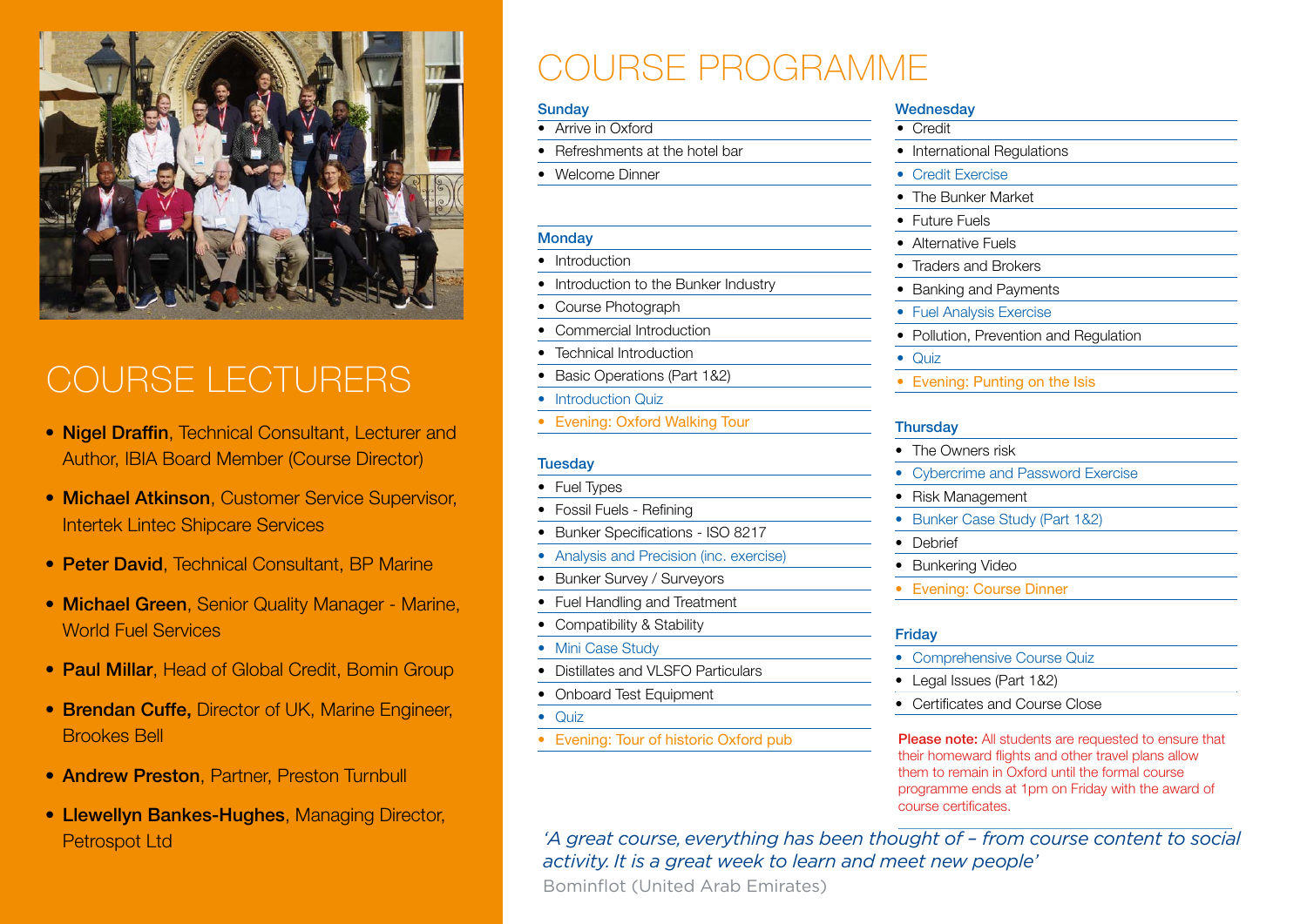## COURSE LECTURERS

- **Nigel Draffin**, Technical Consultant, Lecturer and Author, IBIA Board Member (Course Director)
- **Michael Atkinson**, Customer Service Supervisor, Intertek Lintec Shipcare Services
- **Peter David**, Technical Consultant, BP Marine
- **Michael Green**, Senior Quality Manager - Marine, World Fuel Services
- **Paul Millar**, Head of Global Credit, Bomin Group
- **Brendan Cuffe,** Director of UK, Marine Engineer, Brookes Bell
- **Andrew Preston**, Partner, Preston Turnbull
- **Llewellyn Bankes-Hughes**, Managing Director, Petrospot Ltd

# COURSE PROGRAMME

### Sunday

- Arrive in Oxford
- Refreshments at the hotel bar
- Welcome Dinner

### Monday

- Introduction
- Introduction to the Bunker Industry
- Course Photograph
- Commercial Introduction
- Technical Introduction
- Basic Operations (Part 1&2)
- Introduction Quiz
- Evening: Oxford Walking Tour

### Tuesday

- Fuel Types
- Fossil Fuels - Refining
- Bunker Specifications - ISO 8217
- Analysis and Precision (inc. exercise)
- Bunker Survey / Surveyors
- Fuel Handling and Treatment
- Compatibility & Stability
- Mini Case Study
- Distillates and VLSFO Particulars
- Onboard Test Equipment
- Quiz
- Evening: Tour of historic Oxford pub

### Wednesday

- Credit
- International Regulations
- Credit Exercise
- The Bunker Market
- Future Fuels
- Alternative Fuels
- Traders and Brokers
- Banking and Payments
- Fuel Analysis Exercise
- Pollution, Prevention and Regulation
- Quiz
- Evening: Punting on the Isis

### Thursday

- The Owners risk
- Cybercrime and Password Exercise
- Risk Management
- Bunker Case Study (Part 1&2)
- Debrief
- Bunkering Video
- Evening: Course Dinner

### Friday

- Comprehensive Course Quiz
- Legal Issues (Part 1&2)
- Certificates and Course Close

**Please note:** All students are requested to ensure that their homeward flights and other travel plans allow them to remain in Oxford until the formal course programme ends at 1pm on Friday with the award of course certificates.

*'A great course, everything has been thought of – from course content to social activity. It is a great week to learn and meet new people'*

Bominflot (United Arab Emirates)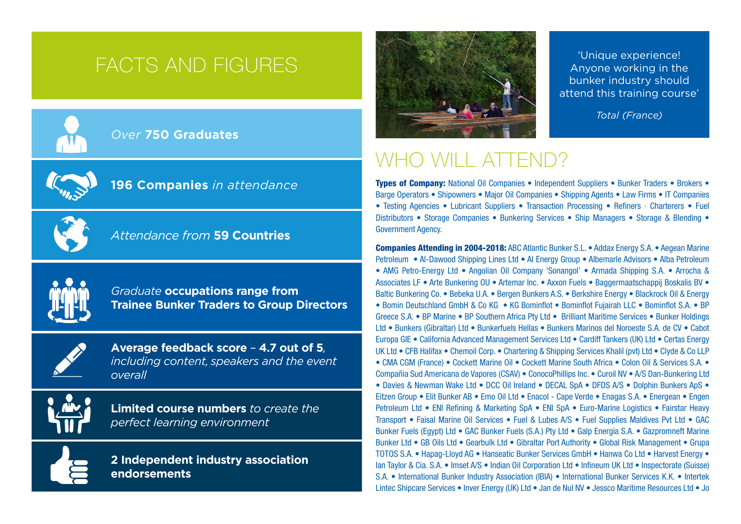# FACTS AND FIGURES

*Over* **750 Graduates**

**196 Companies** *in attendance*

*Attendance from* **59 Countries**

*Graduate* **occupations range from Trainee Bunker Traders to Group Directors**

**Average feedback score – 4.7 out of 5**, *including content, speakers and the event overall*

**Limited course numbers** *to create the perfect learning environment*

**2 Independent industry association endorsements**

'Unique experience! Anyone working in the bunker industry should attend this training course'

*Total (France)*

# WHO WILL ATTEND?

**Types of Company:** National Oil Companies • Independent Suppliers • Bunker Traders • Brokers • Barge Operators • Shipowners • Major Oil Companies • Shipping Agents • Law Firms • IT Companies • Testing Agencies • Lubricant Suppliers • Transaction Processing • Refiners · Charterers • Fuel Distributors • Storage Companies • Bunkering Services • Ship Managers • Storage & Blending • Government Agency.

**Companies Attending in 2004-2018:** ABC Atlantic Bunker S.L. • Addax Energy S.A. • Aegean Marine Petroleum • Al-Dawood Shipping Lines Ltd • Al Energy Group • Albemarle Advisors • Alba Petroleum • AMG Petro-Energy Ltd • Angolian Oil Company 'Sonangol' • Armada Shipping S.A. • Arrocha & Associates LF • Arte Bunkering OU • Artemar Inc. • Axxon Fuels • Baggermaatschappij Boskalis BV • Baltic Bunkering Co. • Bebeka U.A. • Bergen Bunkers A.S. • Berkshire Energy • Blackrock Oil & Energy • Bomin Deutschland GmbH & Co KG • KG Bominflot • Bominflot Fujairah LLC • Bominflot S.A. • BP Greece S.A. • BP Marine • BP Southern Africa Pty Ltd • Brilliant Maritime Services • Bunker Holdings Ltd • Bunkers (Gibraltar) Ltd • Bunkerfuels Hellas • Bunkers Marinos del Noroeste S.A. de CV • Cabot Europa GIE • California Advanced Management Services Ltd • Cardiff Tankers (UK) Ltd • Certas Energy UK Ltd • CFB Halifax • Chemoil Corp. • Chartering & Shipping Services Khalil (pvt) Ltd • Clyde & Co LLP • CMA CGM (France) • Cockett Marine Oil • Cockett Marine South Africa • Colon Oil & Services S.A. • Compañia Sud Americana de Vapores (CSAV) • ConocoPhillips Inc. • Curoil NV • A/S Dan-Bunkering Ltd • Davies & Newman Wake Ltd • DCC Oil Ireland • DECAL SpA • DFDS A/S • Dolphin Bunkers ApS • Eitzen Group • Elit Bunker AB • Emo Oil Ltd • Enacol - Cape Verde • Enagas S.A. • Energean • Engen Petroleum Ltd • ENI Refining & Marketing SpA • ENI SpA • Euro-Marine Logistics • Fairstar Heavy Transport • Faisal Marine Oil Services • Fuel & Lubes A/S • Fuel Supplies Maldives Pvt Ltd • GAC Bunker Fuels (Egypt) Ltd • GAC Bunker Fuels (S.A.) Pty Ltd • Galp Energia S.A. • Gazpromneft Marine Bunker Ltd • GB Oils Ltd • Gearbulk Ltd • Gibraltar Port Authority • Global Risk Management • Grupa TOTOS S.A. • Hapag-Lloyd AG • Hanseatic Bunker Services GmbH • Hanwa Co Ltd • Harvest Energy • Ian Taylor & Cia. S.A. • Imset A/S • Indian Oil Corporation Ltd • Infineum UK Ltd • Inspectorate (Suisse) S.A. • International Bunker Industry Association (IBIA) • International Bunker Services K.K. • Intertek Lintec Shipcare Services • Inver Energy (UK) Ltd • Jan de Nul NV • Jessco Maritime Resources Ltd • Jo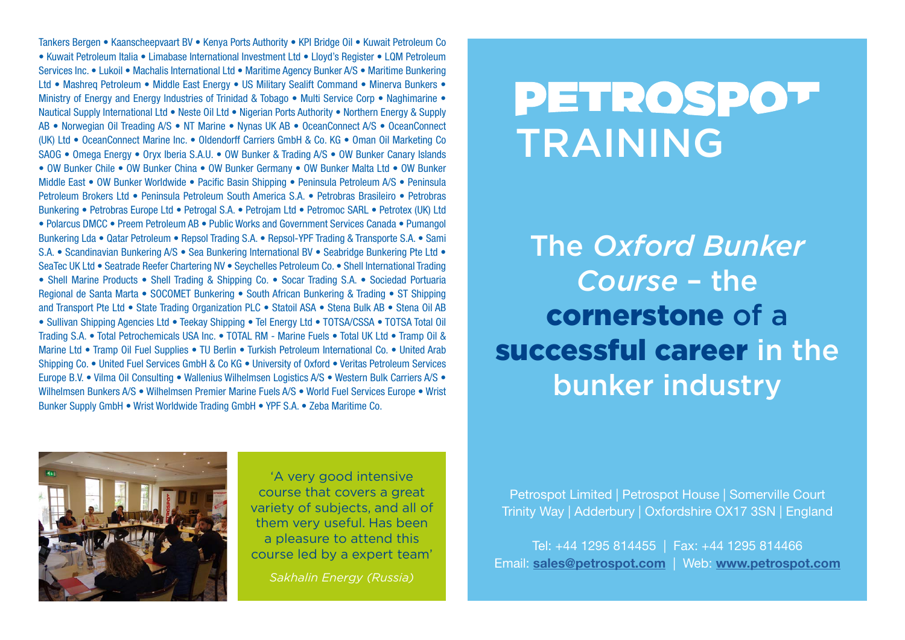Tankers Bergen • Kaanscheepvaart BV • Kenya Ports Authority • KPI Bridge Oil • Kuwait Petroleum Co • Kuwait Petroleum Italia • Limabase International Investment Ltd • Lloyd's Register • LQM Petroleum Services Inc. • Lukoil • Machalis International Ltd • Maritime Agency Bunker A/S • Maritime Bunkering Ltd • Mashreq Petroleum • Middle East Energy • US Military Sealift Command • Minerva Bunkers • Ministry of Energy and Energy Industries of Trinidad & Tobago • Multi Service Corp • Naghimarine • Nautical Supply International Ltd • Neste Oil Ltd • Nigerian Ports Authority • Northern Energy & Supply AB • Norwegian Oil Treading A/S • NT Marine • Nynas UK AB • OceanConnect A/S • OceanConnect (UK) Ltd • OceanConnect Marine Inc. • Oldendorff Carriers GmbH & Co. KG • Oman Oil Marketing Co SAOG • Omega Energy • Oryx Iberia S.A.U. • OW Bunker & Trading A/S • OW Bunker Canary Islands • OW Bunker Chile • OW Bunker China • OW Bunker Germany • OW Bunker Malta Ltd • OW Bunker Middle East • OW Bunker Worldwide • Pacific Basin Shipping • Peninsula Petroleum A/S • Peninsula Petroleum Brokers Ltd • Peninsula Petroleum South America S.A. • Petrobras Brasileiro • Petrobras Bunkering • Petrobras Europe Ltd • Petrogal S.A. • Petrojam Ltd • Petromoc SARL • Petrotex (UK) Ltd • Polarcus DMCC • Preem Petroleum AB • Public Works and Government Services Canada • Pumangol Bunkering Lda • Qatar Petroleum • Repsol Trading S.A. • Repsol-YPF Trading & Transporte S.A. • Sami S.A. • Scandinavian Bunkering A/S • Sea Bunkering International BV • Seabridge Bunkering Pte Ltd • SeaTec UK Ltd • Seatrade Reefer Chartering NV • Seychelles Petroleum Co. • Shell International Trading • Shell Marine Products • Shell Trading & Shipping Co. • Socar Trading S.A. • Sociedad Portuaria Regional de Santa Marta • SOCOMET Bunkering • South African Bunkering & Trading • ST Shipping and Transport Pte Ltd • State Trading Organization PLC • Statoil ASA • Stena Bulk AB • Stena Oil AB • Sullivan Shipping Agencies Ltd • Teekay Shipping • Tel Energy Ltd • TOTSA/CSSA • TOTSA Total Oil Trading S.A. • Total Petrochemicals USA Inc. • TOTAL RM - Marine Fuels • Total UK Ltd • Tramp Oil & Marine Ltd • Tramp Oil Fuel Supplies • TU Berlin • Turkish Petroleum International Co. • United Arab Shipping Co. • United Fuel Services GmbH & Co KG • University of Oxford • Veritas Petroleum Services Europe B.V. • Vilma Oil Consulting • Wallenius Wilhelmsen Logistics A/S • Western Bulk Carriers A/S • Wilhelmsen Bunkers A/S • Wilhelmsen Premier Marine Fuels A/S • World Fuel Services Europe • Wrist Bunker Supply GmbH • Wrist Worldwide Trading GmbH • YPF S.A. • Zeba Maritime Co.

'A very good intensive course that covers a great variety of subjects, and all of them very useful. Has been a pleasure to attend this course led by a expert team'

*Sakhalin Energy (Russia)*

# PETROSPOT TRAINING

## The *Oxford Bunker Course* – the **cornerstone** of a **successful career** in the bunker industry

Petrospot Limited | Petrospot House | Somerville Court
Trinity Way | Adderbury | Oxfordshire OX17 3SN | England

Tel: +44 1295 814455 | Fax: +44 1295 814466
Email: **sales@petrospot.com** | Web: **www.petrospot.com**